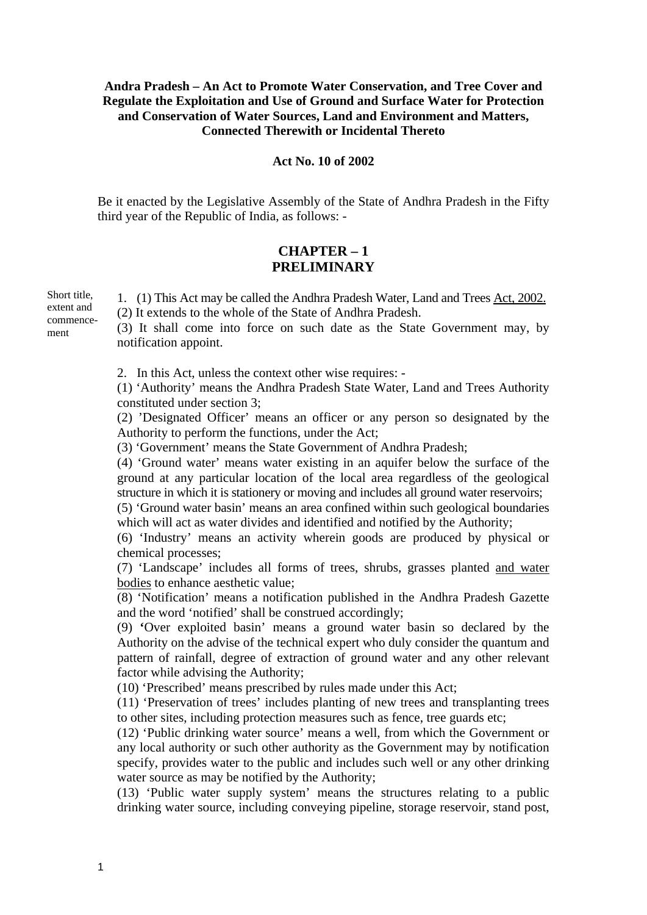**Andra Pradesh – An Act to Promote Water Conservation, and Tree Cover and Regulate the Exploitation and Use of Ground and Surface Water for Protection and Conservation of Water Sources, Land and Environment and Matters, Connected Therewith or Incidental Thereto**

**Act No. 10 of 2002**

Be it enacted by the Legislative Assembly of the State of Andhra Pradesh in the Fifty third year of the Republic of India, as follows: -

## CHAPTER – 1
## PRELIMINARY

Short title, extent and commencement

1. (1) This Act may be called the Andhra Pradesh Water, Land and Trees Act, 2002.
(2) It extends to the whole of the State of Andhra Pradesh.
(3) It shall come into force on such date as the State Government may, by notification appoint.

2. In this Act, unless the context other wise requires: -
(1) 'Authority' means the Andhra Pradesh State Water, Land and Trees Authority constituted under section 3;
(2) 'Designated Officer' means an officer or any person so designated by the Authority to perform the functions, under the Act;
(3) 'Government' means the State Government of Andhra Pradesh;
(4) 'Ground water' means water existing in an aquifer below the surface of the ground at any particular location of the local area regardless of the geological structure in which it is stationery or moving and includes all ground water reservoirs;
(5) 'Ground water basin' means an area confined within such geological boundaries which will act as water divides and identified and notified by the Authority;
(6) 'Industry' means an activity wherein goods are produced by physical or chemical processes;
(7) 'Landscape' includes all forms of trees, shrubs, grasses planted and water bodies to enhance aesthetic value;
(8) 'Notification' means a notification published in the Andhra Pradesh Gazette and the word 'notified' shall be construed accordingly;
(9) 'Over exploited basin' means a ground water basin so declared by the Authority on the advise of the technical expert who duly consider the quantum and pattern of rainfall, degree of extraction of ground water and any other relevant factor while advising the Authority;
(10) 'Prescribed' means prescribed by rules made under this Act;
(11) 'Preservation of trees' includes planting of new trees and transplanting trees to other sites, including protection measures such as fence, tree guards etc;
(12) 'Public drinking water source' means a well, from which the Government or any local authority or such other authority as the Government may by notification specify, provides water to the public and includes such well or any other drinking water source as may be notified by the Authority;
(13) 'Public water supply system' means the structures relating to a public drinking water source, including conveying pipeline, storage reservoir, stand post,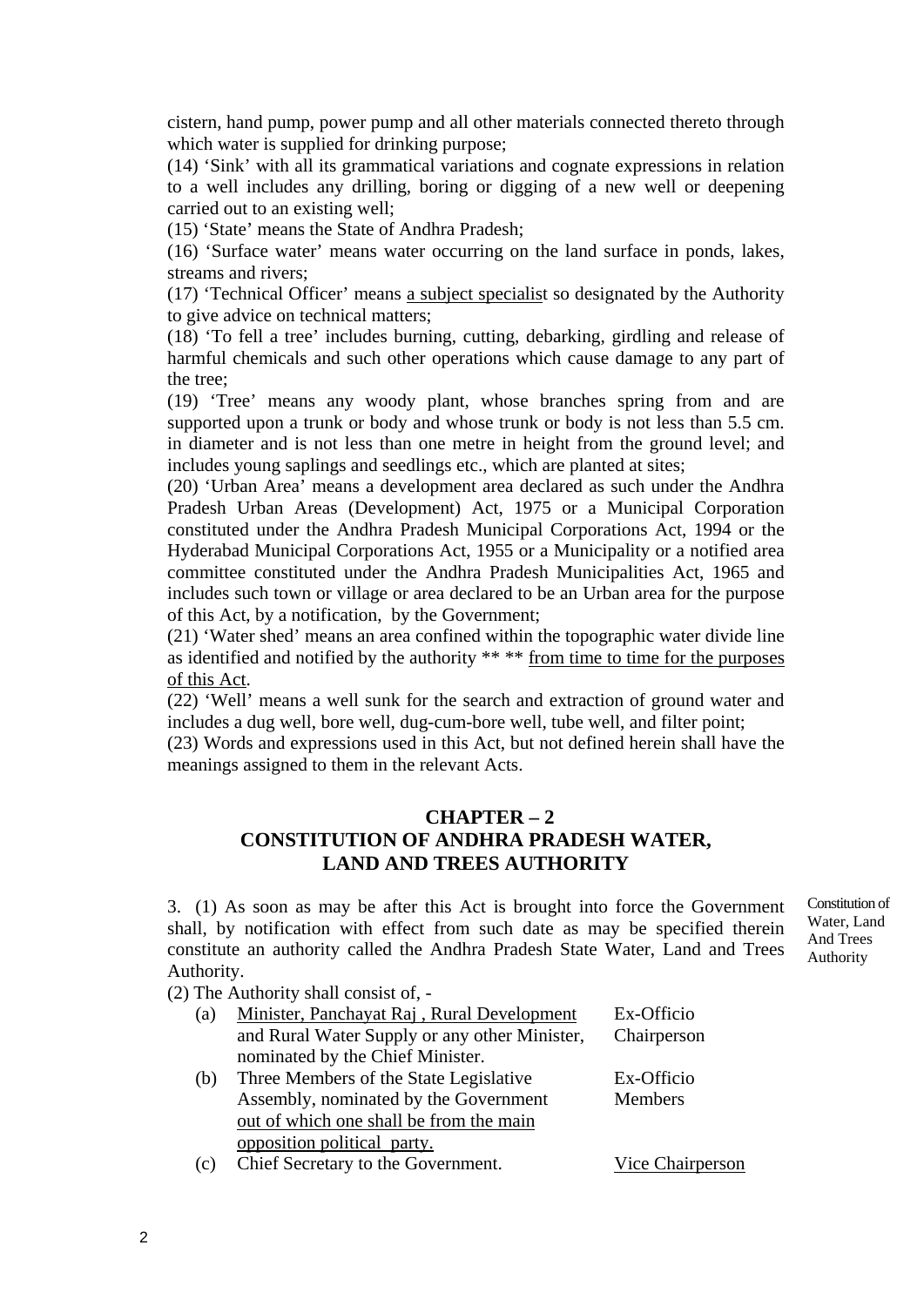cistern, hand pump, power pump and all other materials connected thereto through which water is supplied for drinking purpose;

(14) 'Sink' with all its grammatical variations and cognate expressions in relation to a well includes any drilling, boring or digging of a new well or deepening carried out to an existing well;

(15) 'State' means the State of Andhra Pradesh;

(16) 'Surface water' means water occurring on the land surface in ponds, lakes, streams and rivers;

(17) 'Technical Officer' means a subject specialist so designated by the Authority to give advice on technical matters;

(18) 'To fell a tree' includes burning, cutting, debarking, girdling and release of harmful chemicals and such other operations which cause damage to any part of the tree;

(19) 'Tree' means any woody plant, whose branches spring from and are supported upon a trunk or body and whose trunk or body is not less than 5.5 cm. in diameter and is not less than one metre in height from the ground level; and includes young saplings and seedlings etc., which are planted at sites;

(20) 'Urban Area' means a development area declared as such under the Andhra Pradesh Urban Areas (Development) Act, 1975 or a Municipal Corporation constituted under the Andhra Pradesh Municipal Corporations Act, 1994 or the Hyderabad Municipal Corporations Act, 1955 or a Municipality or a notified area committee constituted under the Andhra Pradesh Municipalities Act, 1965 and includes such town or village or area declared to be an Urban area for the purpose of this Act, by a notification, by the Government;

(21) 'Water shed' means an area confined within the topographic water divide line as identified and notified by the authority ** ** from time to time for the purposes of this Act.

(22) 'Well' means a well sunk for the search and extraction of ground water and includes a dug well, bore well, dug-cum-bore well, tube well, and filter point;

(23) Words and expressions used in this Act, but not defined herein shall have the meanings assigned to them in the relevant Acts.

## CHAPTER – 2
## CONSTITUTION OF ANDHRA PRADESH WATER, LAND AND TREES AUTHORITY

*Constitution of Water, Land And Trees Authority*

3. (1) As soon as may be after this Act is brought into force the Government shall, by notification with effect from such date as may be specified therein constitute an authority called the Andhra Pradesh State Water, Land and Trees Authority.

(2) The Authority shall consist of, -

| | | |
|---|---|---|
| (a) | Minister, Panchayat Raj , Rural Development and Rural Water Supply or any other Minister, nominated by the Chief Minister. | Ex-Officio Chairperson |
| (b) | Three Members of the State Legislative Assembly, nominated by the Government out of which one shall be from the main opposition political party. | Ex-Officio Members |
| (c) | Chief Secretary to the Government. | Vice Chairperson |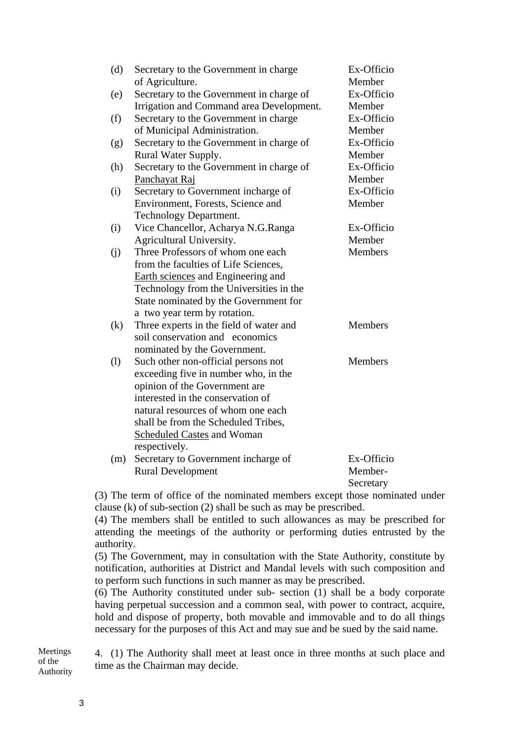| | | |
|---|---|---|
| (d) | Secretary to the Government in charge of Agriculture. | Ex-Officio Member |
| (e) | Secretary to the Government in charge of Irrigation and Command area Development. | Ex-Officio Member |
| (f) | Secretary to the Government in charge of Municipal Administration. | Ex-Officio Member |
| (g) | Secretary to the Government in charge of Rural Water Supply. | Ex-Officio Member |
| (h) | Secretary to the Government in charge of Panchayat Raj | Ex-Officio Member |
| (i) | Secretary to Government incharge of Environment, Forests, Science and Technology Department. | Ex-Officio Member |
| (i) | Vice Chancellor, Acharya N.G.Ranga Agricultural University. | Ex-Officio Member |
| (j) | Three Professors of whom one each from the faculties of Life Sciences, Earth sciences and Engineering and Technology from the Universities in the State nominated by the Government for a two year term by rotation. | Members |
| (k) | Three experts in the field of water and soil conservation and economics nominated by the Government. | Members |
| (l) | Such other non-official persons not exceeding five in number who, in the opinion of the Government are interested in the conservation of natural resources of whom one each shall be from the Scheduled Tribes, Scheduled Castes and Woman respectively. | Members |
| (m) | Secretary to Government incharge of Rural Development | Ex-Officio Member-Secretary |

(3) The term of office of the nominated members except those nominated under clause (k) of sub-section (2) shall be such as may be prescribed.

(4) The members shall be entitled to such allowances as may be prescribed for attending the meetings of the authority or performing duties entrusted by the authority.

(5) The Government, may in consultation with the State Authority, constitute by notification, authorities at District and Mandal levels with such composition and to perform such functions in such manner as may be prescribed.

(6) The Authority constituted under sub- section (1) shall be a body corporate having perpetual succession and a common seal, with power to contract, acquire, hold and dispose of property, both movable and immovable and to do all things necessary for the purposes of this Act and may sue and be sued by the said name.

Meetings of the Authority

4. (1) The Authority shall meet at least once in three months at such place and time as the Chairman may decide.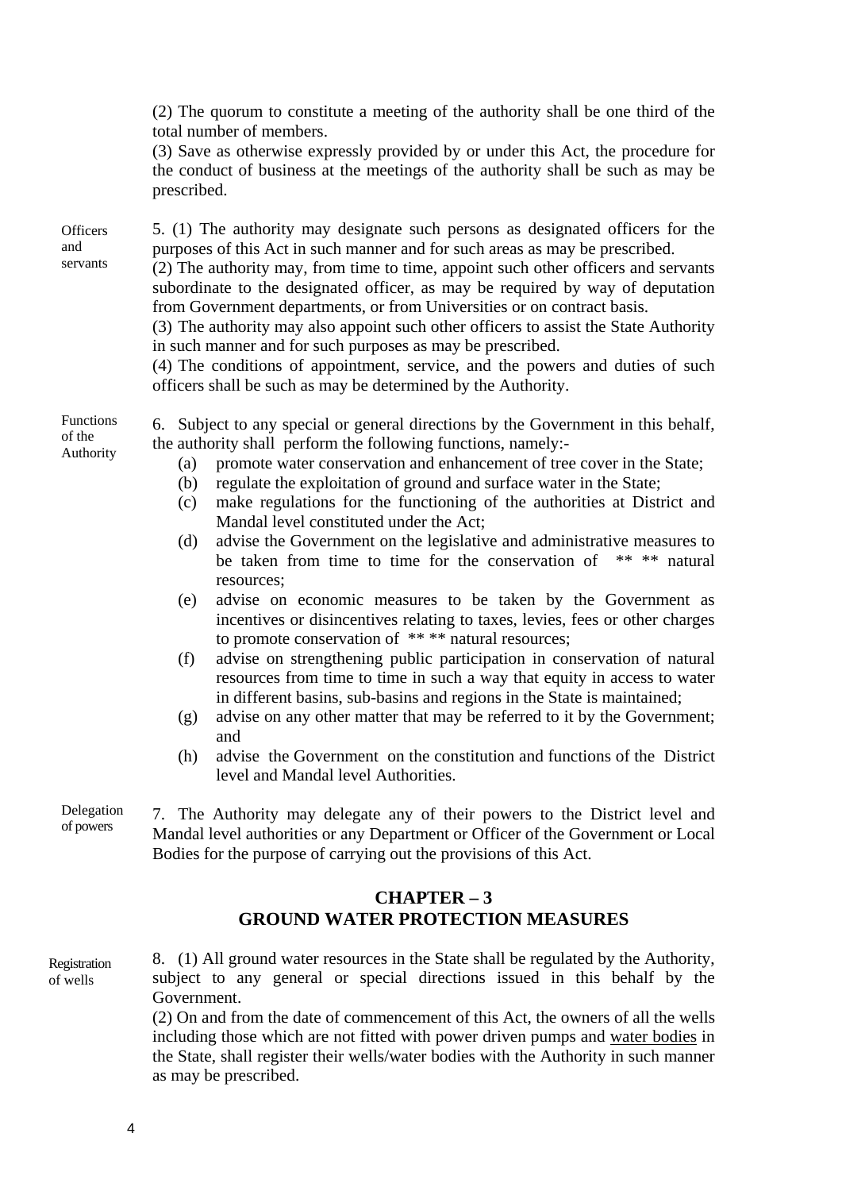(2) The quorum to constitute a meeting of the authority shall be one third of the total number of members.

(3) Save as otherwise expressly provided by or under this Act, the procedure for the conduct of business at the meetings of the authority shall be such as may be prescribed.

**Officers and servants**

5. (1) The authority may designate such persons as designated officers for the purposes of this Act in such manner and for such areas as may be prescribed.

(2) The authority may, from time to time, appoint such other officers and servants subordinate to the designated officer, as may be required by way of deputation from Government departments, or from Universities or on contract basis.

(3) The authority may also appoint such other officers to assist the State Authority in such manner and for such purposes as may be prescribed.

(4) The conditions of appointment, service, and the powers and duties of such officers shall be such as may be determined by the Authority.

**Functions of the Authority**

6. Subject to any special or general directions by the Government in this behalf, the authority shall perform the following functions, namely:-

- (a) promote water conservation and enhancement of tree cover in the State;
- (b) regulate the exploitation of ground and surface water in the State;
- (c) make regulations for the functioning of the authorities at District and Mandal level constituted under the Act;
- (d) advise the Government on the legislative and administrative measures to be taken from time to time for the conservation of ** ** natural resources;
- (e) advise on economic measures to be taken by the Government as incentives or disincentives relating to taxes, levies, fees or other charges to promote conservation of ** ** natural resources;
- (f) advise on strengthening public participation in conservation of natural resources from time to time in such a way that equity in access to water in different basins, sub-basins and regions in the State is maintained;
- (g) advise on any other matter that may be referred to it by the Government; and
- (h) advise the Government on the constitution and functions of the District level and Mandal level Authorities.

**Delegation of powers**

7. The Authority may delegate any of their powers to the District level and Mandal level authorities or any Department or Officer of the Government or Local Bodies for the purpose of carrying out the provisions of this Act.

## CHAPTER – 3
## GROUND WATER PROTECTION MEASURES

**Registration of wells**

8. (1) All ground water resources in the State shall be regulated by the Authority, subject to any general or special directions issued in this behalf by the Government.

(2) On and from the date of commencement of this Act, the owners of all the wells including those which are not fitted with power driven pumps and <u>water bodies</u> in the State, shall register their wells/water bodies with the Authority in such manner as may be prescribed.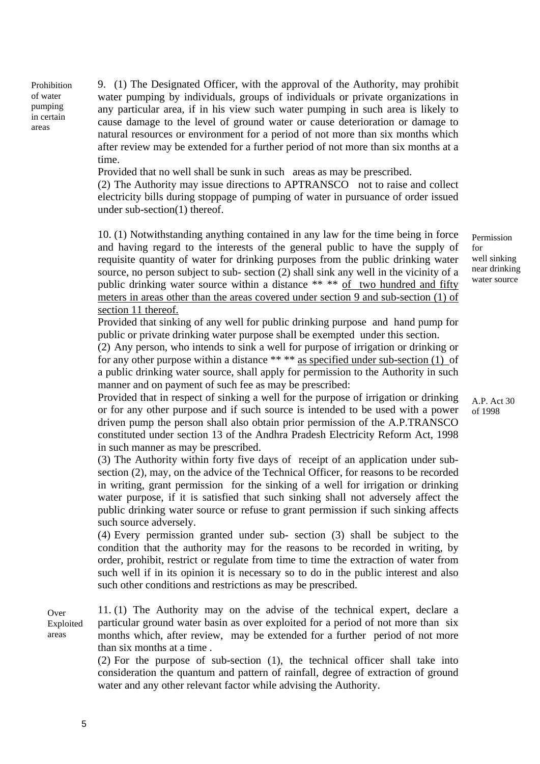**Prohibition of water pumping in certain areas**

9. (1) The Designated Officer, with the approval of the Authority, may prohibit water pumping by individuals, groups of individuals or private organizations in any particular area, if in his view such water pumping in such area is likely to cause damage to the level of ground water or cause deterioration or damage to natural resources or environment for a period of not more than six months which after review may be extended for a further period of not more than six months at a time.

Provided that no well shall be sunk in such areas as may be prescribed.

(2) The Authority may issue directions to APTRANSCO not to raise and collect electricity bills during stoppage of pumping of water in pursuance of order issued under sub-section(1) thereof.

**Permission for well sinking near drinking water source**

10. (1) Notwithstanding anything contained in any law for the time being in force and having regard to the interests of the general public to have the supply of requisite quantity of water for drinking purposes from the public drinking water source, no person subject to sub- section (2) shall sink any well in the vicinity of a public drinking water source within a distance ** ** <u>of two hundred and fifty meters in areas other than the areas covered under section 9 and sub-section (1) of section 11 thereof.</u>

Provided that sinking of any well for public drinking purpose and hand pump for public or private drinking water purpose shall be exempted under this section.

(2) Any person, who intends to sink a well for purpose of irrigation or drinking or for any other purpose within a distance ** ** <u>as specified under sub-section (1)</u> of a public drinking water source, shall apply for permission to the Authority in such manner and on payment of such fee as may be prescribed:

Provided that in respect of sinking a well for the purpose of irrigation or drinking or for any other purpose and if such source is intended to be used with a power driven pump the person shall also obtain prior permission of the A.P.TRANSCO constituted under section 13 of the Andhra Pradesh Electricity Reform Act, 1998 in such manner as may be prescribed.

A.P. Act 30 of 1998

(3) The Authority within forty five days of receipt of an application under sub-section (2), may, on the advice of the Technical Officer, for reasons to be recorded in writing, grant permission for the sinking of a well for irrigation or drinking water purpose, if it is satisfied that such sinking shall not adversely affect the public drinking water source or refuse to grant permission if such sinking affects such source adversely.

(4) Every permission granted under sub- section (3) shall be subject to the condition that the authority may for the reasons to be recorded in writing, by order, prohibit, restrict or regulate from time to time the extraction of water from such well if in its opinion it is necessary so to do in the public interest and also such other conditions and restrictions as may be prescribed.

**Over Exploited areas**

11. (1) The Authority may on the advise of the technical expert, declare a particular ground water basin as over exploited for a period of not more than six months which, after review, may be extended for a further period of not more than six months at a time .

(2) For the purpose of sub-section (1), the technical officer shall take into consideration the quantum and pattern of rainfall, degree of extraction of ground water and any other relevant factor while advising the Authority.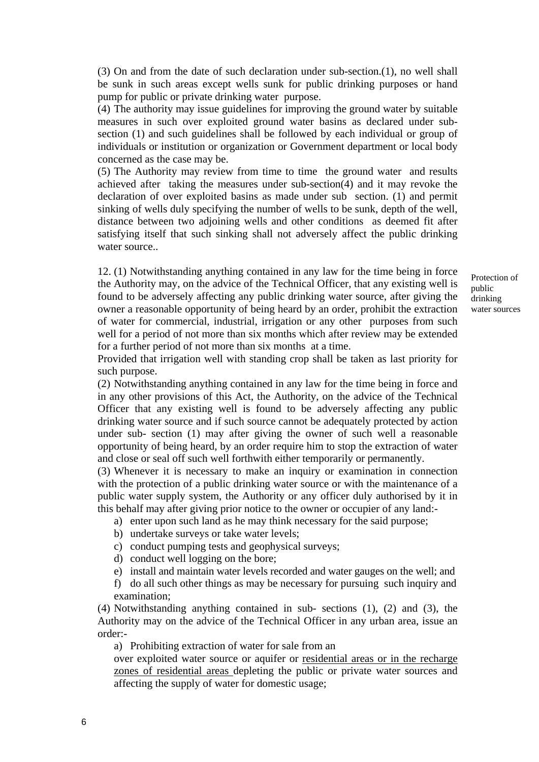(3) On and from the date of such declaration under sub-section.(1), no well shall be sunk in such areas except wells sunk for public drinking purposes or hand pump for public or private drinking water purpose.

(4) The authority may issue guidelines for improving the ground water by suitable measures in such over exploited ground water basins as declared under sub-section (1) and such guidelines shall be followed by each individual or group of individuals or institution or organization or Government department or local body concerned as the case may be.

(5) The Authority may review from time to time the ground water and results achieved after taking the measures under sub-section(4) and it may revoke the declaration of over exploited basins as made under sub section. (1) and permit sinking of wells duly specifying the number of wells to be sunk, depth of the well, distance between two adjoining wells and other conditions as deemed fit after satisfying itself that such sinking shall not adversely affect the public drinking water source..

*Protection of public drinking water sources*

12. (1) Notwithstanding anything contained in any law for the time being in force the Authority may, on the advice of the Technical Officer, that any existing well is found to be adversely affecting any public drinking water source, after giving the owner a reasonable opportunity of being heard by an order, prohibit the extraction of water for commercial, industrial, irrigation or any other purposes from such well for a period of not more than six months which after review may be extended for a further period of not more than six months at a time.

Provided that irrigation well with standing crop shall be taken as last priority for such purpose.

(2) Notwithstanding anything contained in any law for the time being in force and in any other provisions of this Act, the Authority, on the advice of the Technical Officer that any existing well is found to be adversely affecting any public drinking water source and if such source cannot be adequately protected by action under sub- section (1) may after giving the owner of such well a reasonable opportunity of being heard, by an order require him to stop the extraction of water and close or seal off such well forthwith either temporarily or permanently.

(3) Whenever it is necessary to make an inquiry or examination in connection with the protection of a public drinking water source or with the maintenance of a public water supply system, the Authority or any officer duly authorised by it in this behalf may after giving prior notice to the owner or occupier of any land:-

a) enter upon such land as he may think necessary for the said purpose;
b) undertake surveys or take water levels;
c) conduct pumping tests and geophysical surveys;
d) conduct well logging on the bore;
e) install and maintain water levels recorded and water gauges on the well; and
f) do all such other things as may be necessary for pursuing such inquiry and examination;

(4) Notwithstanding anything contained in sub- sections (1), (2) and (3), the Authority may on the advice of the Technical Officer in any urban area, issue an order:-

a) Prohibiting extraction of water for sale from an over exploited water source or aquifer or <u>residential areas or in the recharge zones of residential areas</u> depleting the public or private water sources and affecting the supply of water for domestic usage;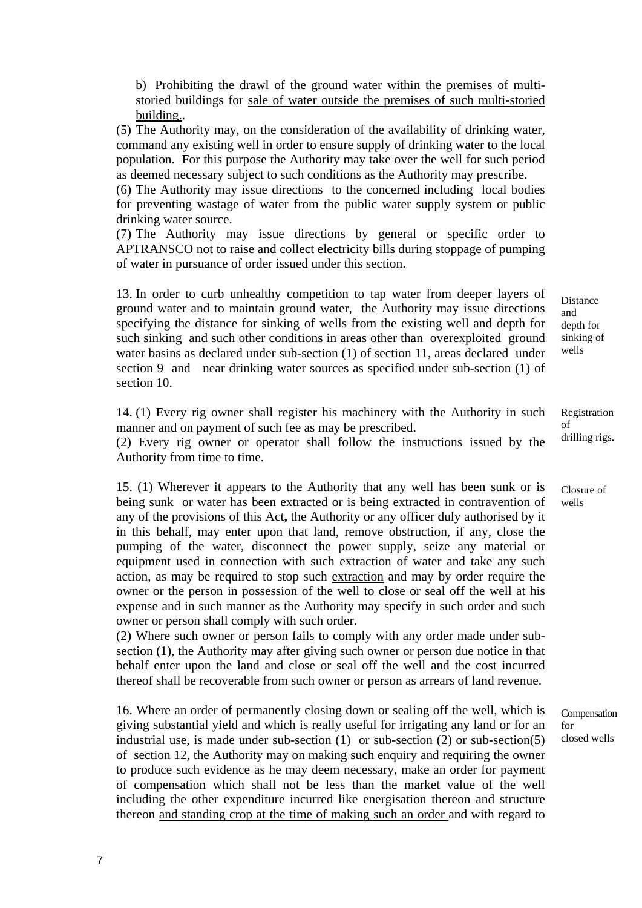b) Prohibiting the drawl of the ground water within the premises of multi-storied buildings for sale of water outside the premises of such multi-storied building..

(5) The Authority may, on the consideration of the availability of drinking water, command any existing well in order to ensure supply of drinking water to the local population. For this purpose the Authority may take over the well for such period as deemed necessary subject to such conditions as the Authority may prescribe.

(6) The Authority may issue directions to the concerned including local bodies for preventing wastage of water from the public water supply system or public drinking water source.

(7) The Authority may issue directions by general or specific order to APTRANSCO not to raise and collect electricity bills during stoppage of pumping of water in pursuance of order issued under this section.

**Distance and depth for sinking of wells**

13. In order to curb unhealthy competition to tap water from deeper layers of ground water and to maintain ground water, the Authority may issue directions specifying the distance for sinking of wells from the existing well and depth for such sinking and such other conditions in areas other than overexploited ground water basins as declared under sub-section (1) of section 11, areas declared under section 9 and near drinking water sources as specified under sub-section (1) of section 10.

**Registration of drilling rigs.**

14. (1) Every rig owner shall register his machinery with the Authority in such manner and on payment of such fee as may be prescribed.

(2) Every rig owner or operator shall follow the instructions issued by the Authority from time to time.

**Closure of wells**

15. (1) Wherever it appears to the Authority that any well has been sunk or is being sunk or water has been extracted or is being extracted in contravention of any of the provisions of this Act**,** the Authority or any officer duly authorised by it in this behalf, may enter upon that land, remove obstruction, if any, close the pumping of the water, disconnect the power supply, seize any material or equipment used in connection with such extraction of water and take any such action, as may be required to stop such extraction and may by order require the owner or the person in possession of the well to close or seal off the well at his expense and in such manner as the Authority may specify in such order and such owner or person shall comply with such order.

(2) Where such owner or person fails to comply with any order made under sub-section (1), the Authority may after giving such owner or person due notice in that behalf enter upon the land and close or seal off the well and the cost incurred thereof shall be recoverable from such owner or person as arrears of land revenue.

**Compensation for closed wells**

16. Where an order of permanently closing down or sealing off the well, which is giving substantial yield and which is really useful for irrigating any land or for an industrial use, is made under sub-section (1) or sub-section (2) or sub-section(5) of section 12, the Authority may on making such enquiry and requiring the owner to produce such evidence as he may deem necessary, make an order for payment of compensation which shall not be less than the market value of the well including the other expenditure incurred like energisation thereon and structure thereon and standing crop at the time of making such an order and with regard to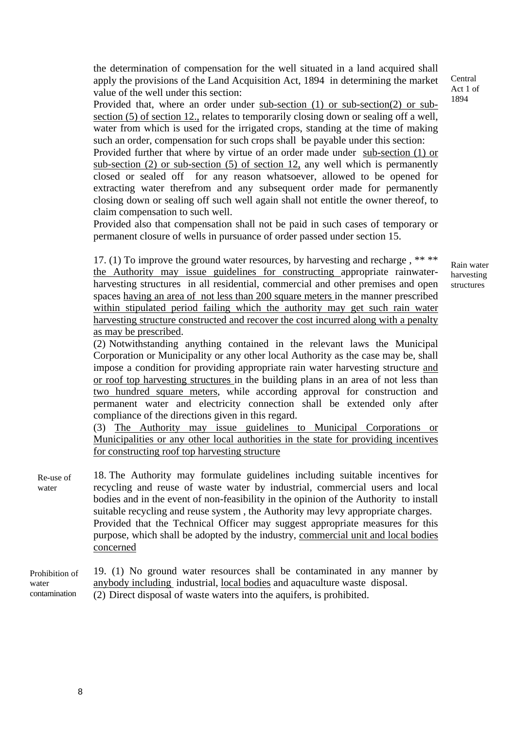the determination of compensation for the well situated in a land acquired shall apply the provisions of the Land Acquisition Act, 1894 in determining the market value of the well under this section:

Central Act 1 of 1894

Provided that, where an order under sub-section (1) or sub-section(2) or sub-section (5) of section 12., relates to temporarily closing down or sealing off a well, water from which is used for the irrigated crops, standing at the time of making such an order, compensation for such crops shall be payable under this section:

Provided further that where by virtue of an order made under sub-section (1) or sub-section (2) or sub-section (5) of section 12, any well which is permanently closed or sealed off for any reason whatsoever, allowed to be opened for extracting water therefrom and any subsequent order made for permanently closing down or sealing off such well again shall not entitle the owner thereof, to claim compensation to such well.

Provided also that compensation shall not be paid in such cases of temporary or permanent closure of wells in pursuance of order passed under section 15.

Rain water harvesting structures

17. (1) To improve the ground water resources, by harvesting and recharge , ** ** the Authority may issue guidelines for constructing appropriate rainwater-harvesting structures in all residential, commercial and other premises and open spaces having an area of not less than 200 square meters in the manner prescribed within stipulated period failing which the authority may get such rain water harvesting structure constructed and recover the cost incurred along with a penalty as may be prescribed.

(2) Notwithstanding anything contained in the relevant laws the Municipal Corporation or Municipality or any other local Authority as the case may be, shall impose a condition for providing appropriate rain water harvesting structure and or roof top harvesting structures in the building plans in an area of not less than two hundred square meters, while according approval for construction and permanent water and electricity connection shall be extended only after compliance of the directions given in this regard.

(3) The Authority may issue guidelines to Municipal Corporations or Municipalities or any other local authorities in the state for providing incentives for constructing roof top harvesting structure

Re-use of water

18. The Authority may formulate guidelines including suitable incentives for recycling and reuse of waste water by industrial, commercial users and local bodies and in the event of non-feasibility in the opinion of the Authority to install suitable recycling and reuse system , the Authority may levy appropriate charges.

Provided that the Technical Officer may suggest appropriate measures for this purpose, which shall be adopted by the industry, commercial unit and local bodies concerned

Prohibition of water contamination

19. (1) No ground water resources shall be contaminated in any manner by anybody including industrial, local bodies and aquaculture waste disposal.

(2) Direct disposal of waste waters into the aquifers, is prohibited.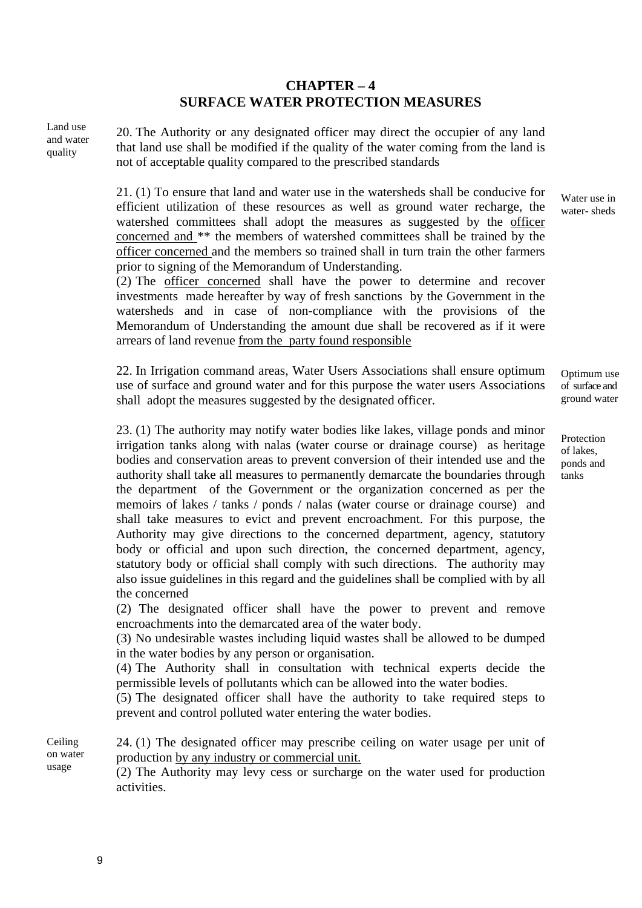# CHAPTER – 4
## SURFACE WATER PROTECTION MEASURES

*Land use and water quality*

20. The Authority or any designated officer may direct the occupier of any land that land use shall be modified if the quality of the water coming from the land is not of acceptable quality compared to the prescribed standards

*Water use in water- sheds*

21. (1) To ensure that land and water use in the watersheds shall be conducive for efficient utilization of these resources as well as ground water recharge, the watershed committees shall adopt the measures as suggested by the officer concerned and ** the members of watershed committees shall be trained by the officer concerned and the members so trained shall in turn train the other farmers prior to signing of the Memorandum of Understanding.

(2) The officer concerned shall have the power to determine and recover investments made hereafter by way of fresh sanctions by the Government in the watersheds and in case of non-compliance with the provisions of the Memorandum of Understanding the amount due shall be recovered as if it were arrears of land revenue from the party found responsible

*Optimum use of surface and ground water*

22. In Irrigation command areas, Water Users Associations shall ensure optimum use of surface and ground water and for this purpose the water users Associations shall adopt the measures suggested by the designated officer.

*Protection of lakes, ponds and tanks*

23. (1) The authority may notify water bodies like lakes, village ponds and minor irrigation tanks along with nalas (water course or drainage course) as heritage bodies and conservation areas to prevent conversion of their intended use and the authority shall take all measures to permanently demarcate the boundaries through the department of the Government or the organization concerned as per the memoirs of lakes / tanks / ponds / nalas (water course or drainage course) and shall take measures to evict and prevent encroachment. For this purpose, the Authority may give directions to the concerned department, agency, statutory body or official and upon such direction, the concerned department, agency, statutory body or official shall comply with such directions. The authority may also issue guidelines in this regard and the guidelines shall be complied with by all the concerned

(2) The designated officer shall have the power to prevent and remove encroachments into the demarcated area of the water body.

(3) No undesirable wastes including liquid wastes shall be allowed to be dumped in the water bodies by any person or organisation.

(4) The Authority shall in consultation with technical experts decide the permissible levels of pollutants which can be allowed into the water bodies.

(5) The designated officer shall have the authority to take required steps to prevent and control polluted water entering the water bodies.

*Ceiling on water usage*

24. (1) The designated officer may prescribe ceiling on water usage per unit of production by any industry or commercial unit.

(2) The Authority may levy cess or surcharge on the water used for production activities.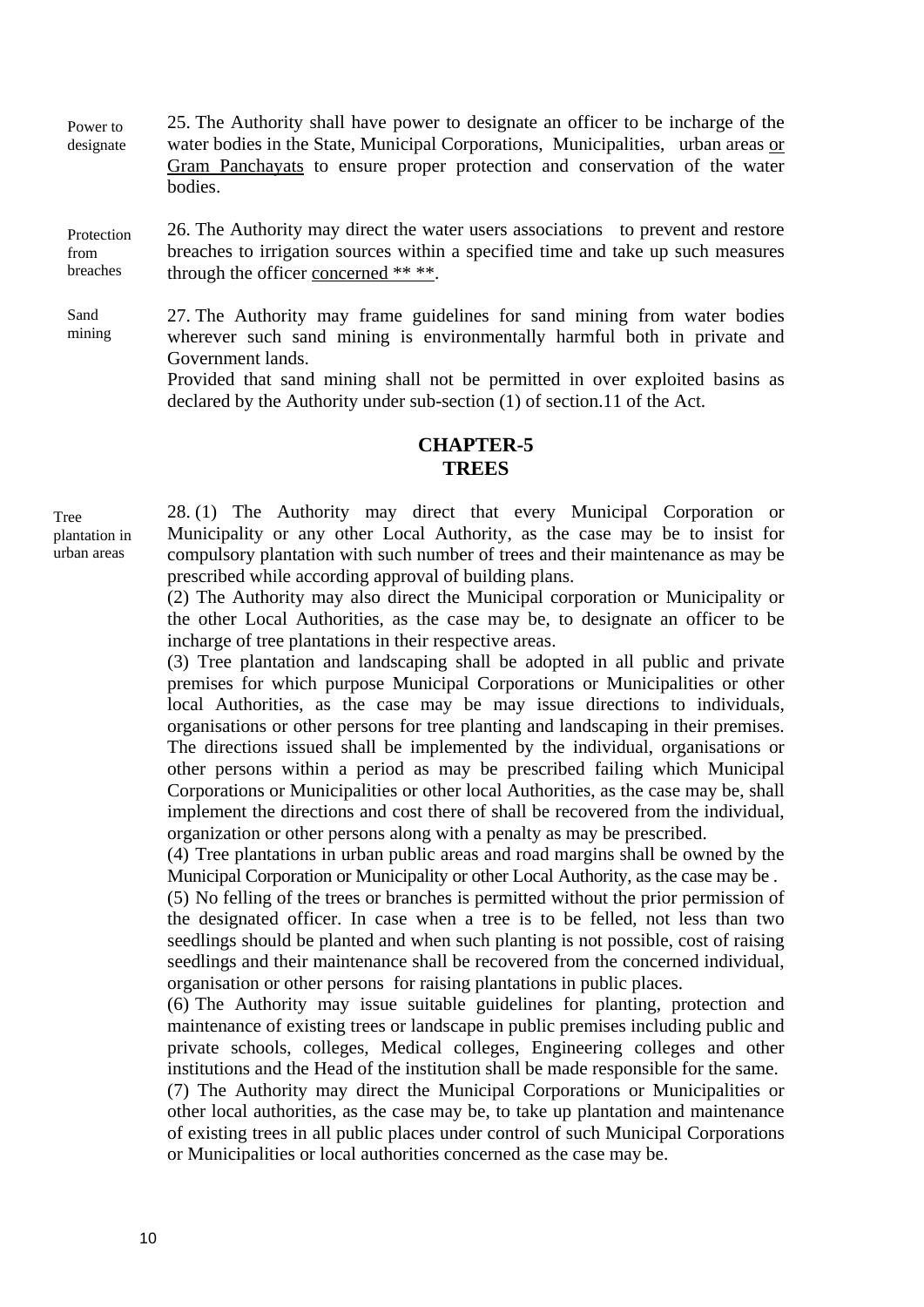**Power to designate**

25. The Authority shall have power to designate an officer to be incharge of the water bodies in the State, Municipal Corporations, Municipalities, urban areas <u>or Gram Panchayats</u> to ensure proper protection and conservation of the water bodies.

**Protection from breaches**

26. The Authority may direct the water users associations to prevent and restore breaches to irrigation sources within a specified time and take up such measures through the officer <u>concerned ** **</u>.

**Sand mining**

27. The Authority may frame guidelines for sand mining from water bodies wherever such sand mining is environmentally harmful both in private and Government lands.

Provided that sand mining shall not be permitted in over exploited basins as declared by the Authority under sub-section (1) of section.11 of the Act.

## CHAPTER-5
## TREES

**Tree plantation in urban areas**

28. (1) The Authority may direct that every Municipal Corporation or Municipality or any other Local Authority, as the case may be to insist for compulsory plantation with such number of trees and their maintenance as may be prescribed while according approval of building plans.

(2) The Authority may also direct the Municipal corporation or Municipality or the other Local Authorities, as the case may be, to designate an officer to be incharge of tree plantations in their respective areas.

(3) Tree plantation and landscaping shall be adopted in all public and private premises for which purpose Municipal Corporations or Municipalities or other local Authorities, as the case may be may issue directions to individuals, organisations or other persons for tree planting and landscaping in their premises. The directions issued shall be implemented by the individual, organisations or other persons within a period as may be prescribed failing which Municipal Corporations or Municipalities or other local Authorities, as the case may be, shall implement the directions and cost there of shall be recovered from the individual, organization or other persons along with a penalty as may be prescribed.

(4) Tree plantations in urban public areas and road margins shall be owned by the Municipal Corporation or Municipality or other Local Authority, as the case may be .

(5) No felling of the trees or branches is permitted without the prior permission of the designated officer. In case when a tree is to be felled, not less than two seedlings should be planted and when such planting is not possible, cost of raising seedlings and their maintenance shall be recovered from the concerned individual, organisation or other persons for raising plantations in public places.

(6) The Authority may issue suitable guidelines for planting, protection and maintenance of existing trees or landscape in public premises including public and private schools, colleges, Medical colleges, Engineering colleges and other institutions and the Head of the institution shall be made responsible for the same.

(7) The Authority may direct the Municipal Corporations or Municipalities or other local authorities, as the case may be, to take up plantation and maintenance of existing trees in all public places under control of such Municipal Corporations or Municipalities or local authorities concerned as the case may be.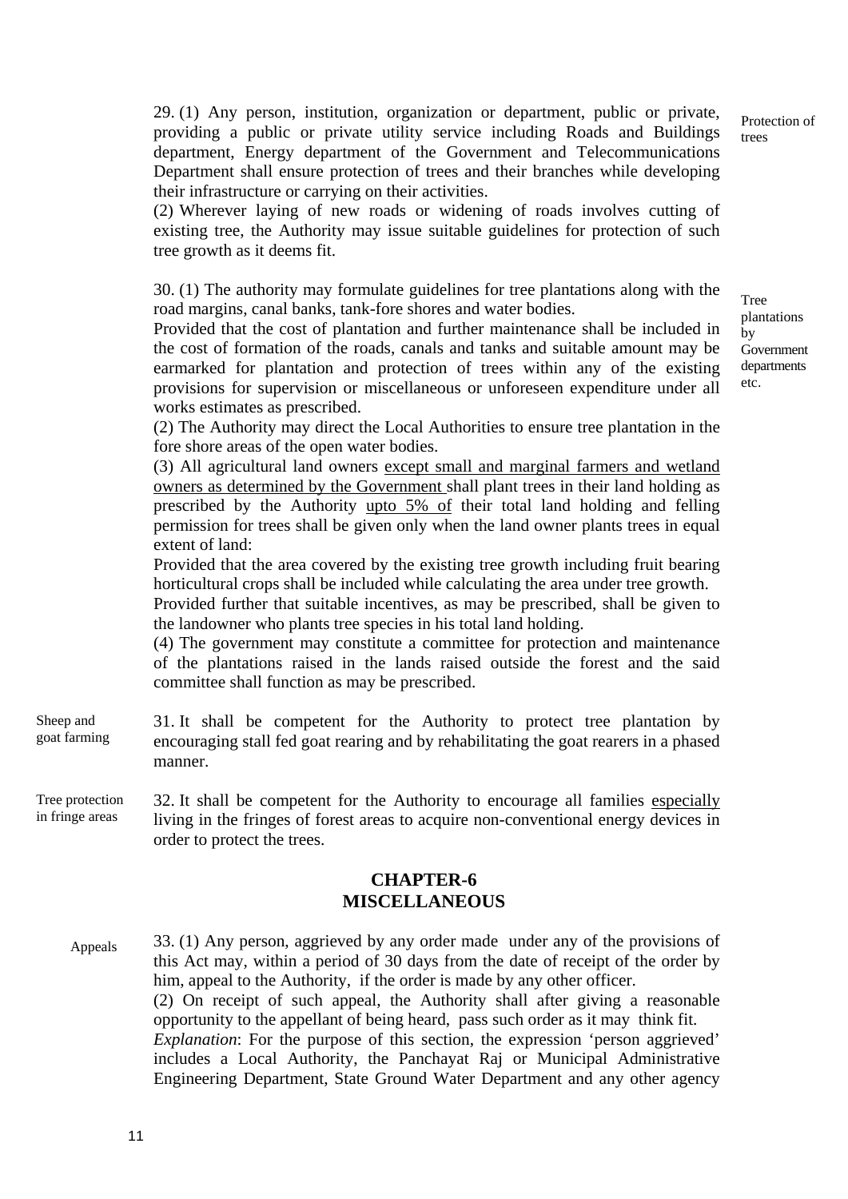**Protection of trees**

29. (1) Any person, institution, organization or department, public or private, providing a public or private utility service including Roads and Buildings department, Energy department of the Government and Telecommunications Department shall ensure protection of trees and their branches while developing their infrastructure or carrying on their activities.

(2) Wherever laying of new roads or widening of roads involves cutting of existing tree, the Authority may issue suitable guidelines for protection of such tree growth as it deems fit.

**Tree plantations by Government departments etc.**

30. (1) The authority may formulate guidelines for tree plantations along with the road margins, canal banks, tank-fore shores and water bodies.

Provided that the cost of plantation and further maintenance shall be included in the cost of formation of the roads, canals and tanks and suitable amount may be earmarked for plantation and protection of trees within any of the existing provisions for supervision or miscellaneous or unforeseen expenditure under all works estimates as prescribed.

(2) The Authority may direct the Local Authorities to ensure tree plantation in the fore shore areas of the open water bodies.

(3) All agricultural land owners <u>except small and marginal farmers and wetland owners as determined by the Government</u> shall plant trees in their land holding as prescribed by the Authority <u>upto 5% of</u> their total land holding and felling permission for trees shall be given only when the land owner plants trees in equal extent of land:

Provided that the area covered by the existing tree growth including fruit bearing horticultural crops shall be included while calculating the area under tree growth.

Provided further that suitable incentives, as may be prescribed, shall be given to the landowner who plants tree species in his total land holding.

(4) The government may constitute a committee for protection and maintenance of the plantations raised in the lands raised outside the forest and the said committee shall function as may be prescribed.

**Sheep and goat farming**

31. It shall be competent for the Authority to protect tree plantation by encouraging stall fed goat rearing and by rehabilitating the goat rearers in a phased manner.

**Tree protection in fringe areas**

32. It shall be competent for the Authority to encourage all families <u>especially</u> living in the fringes of forest areas to acquire non-conventional energy devices in order to protect the trees.

## CHAPTER-6
## MISCELLANEOUS

**Appeals**

33. (1) Any person, aggrieved by any order made under any of the provisions of this Act may, within a period of 30 days from the date of receipt of the order by him, appeal to the Authority, if the order is made by any other officer.

(2) On receipt of such appeal, the Authority shall after giving a reasonable opportunity to the appellant of being heard, pass such order as it may think fit.

*Explanation*: For the purpose of this section, the expression 'person aggrieved' includes a Local Authority, the Panchayat Raj or Municipal Administrative Engineering Department, State Ground Water Department and any other agency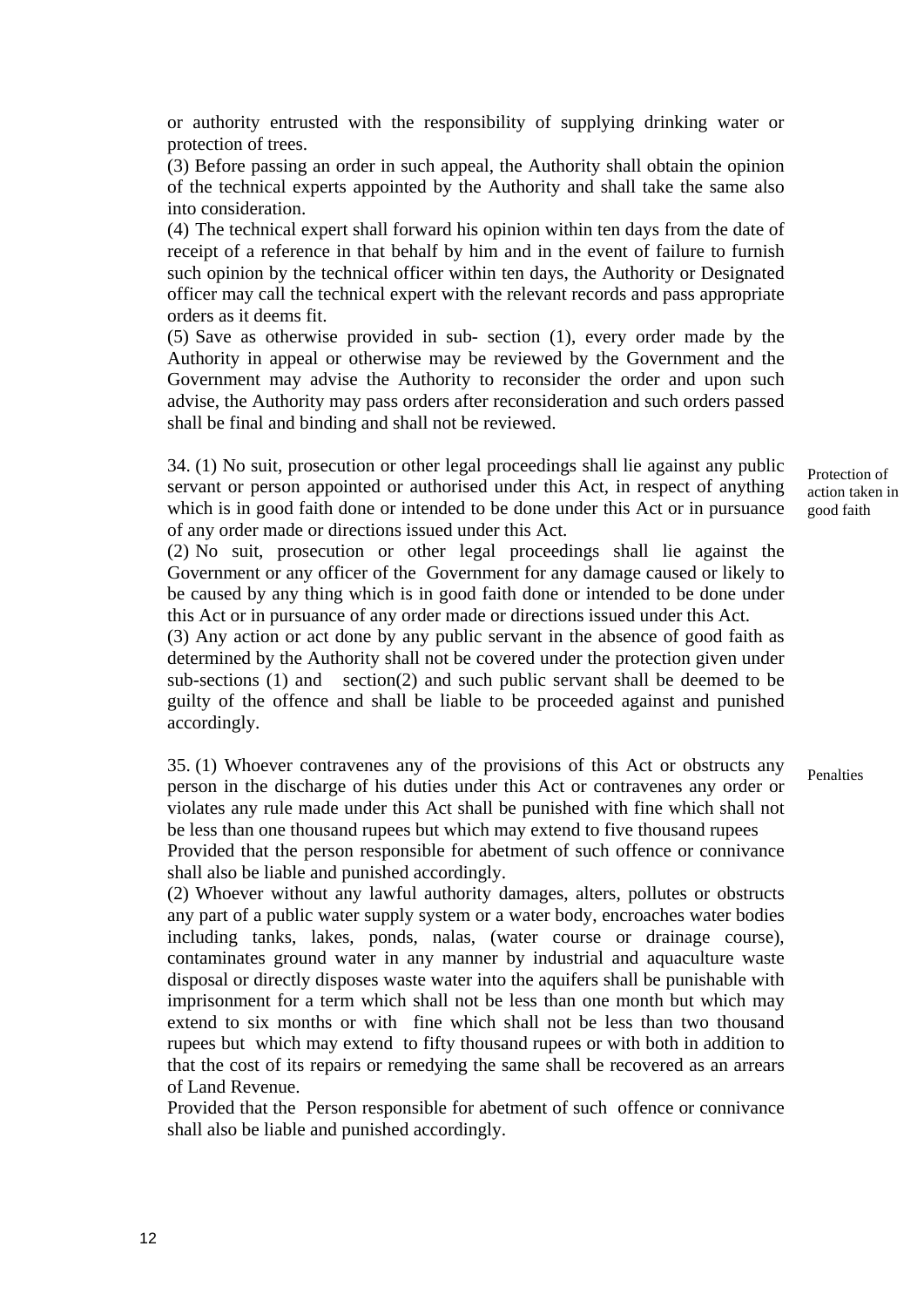or authority entrusted with the responsibility of supplying drinking water or protection of trees.

(3) Before passing an order in such appeal, the Authority shall obtain the opinion of the technical experts appointed by the Authority and shall take the same also into consideration.

(4) The technical expert shall forward his opinion within ten days from the date of receipt of a reference in that behalf by him and in the event of failure to furnish such opinion by the technical officer within ten days, the Authority or Designated officer may call the technical expert with the relevant records and pass appropriate orders as it deems fit.

(5) Save as otherwise provided in sub- section (1), every order made by the Authority in appeal or otherwise may be reviewed by the Government and the Government may advise the Authority to reconsider the order and upon such advise, the Authority may pass orders after reconsideration and such orders passed shall be final and binding and shall not be reviewed.

**Protection of action taken in good faith**

34. (1) No suit, prosecution or other legal proceedings shall lie against any public servant or person appointed or authorised under this Act, in respect of anything which is in good faith done or intended to be done under this Act or in pursuance of any order made or directions issued under this Act.

(2) No suit, prosecution or other legal proceedings shall lie against the Government or any officer of the Government for any damage caused or likely to be caused by any thing which is in good faith done or intended to be done under this Act or in pursuance of any order made or directions issued under this Act.

(3) Any action or act done by any public servant in the absence of good faith as determined by the Authority shall not be covered under the protection given under sub-sections (1) and section(2) and such public servant shall be deemed to be guilty of the offence and shall be liable to be proceeded against and punished accordingly.

**Penalties**

35. (1) Whoever contravenes any of the provisions of this Act or obstructs any person in the discharge of his duties under this Act or contravenes any order or violates any rule made under this Act shall be punished with fine which shall not be less than one thousand rupees but which may extend to five thousand rupees

Provided that the person responsible for abetment of such offence or connivance shall also be liable and punished accordingly.

(2) Whoever without any lawful authority damages, alters, pollutes or obstructs any part of a public water supply system or a water body, encroaches water bodies including tanks, lakes, ponds, nalas, (water course or drainage course), contaminates ground water in any manner by industrial and aquaculture waste disposal or directly disposes waste water into the aquifers shall be punishable with imprisonment for a term which shall not be less than one month but which may extend to six months or with fine which shall not be less than two thousand rupees but which may extend to fifty thousand rupees or with both in addition to that the cost of its repairs or remedying the same shall be recovered as an arrears of Land Revenue.

Provided that the Person responsible for abetment of such offence or connivance shall also be liable and punished accordingly.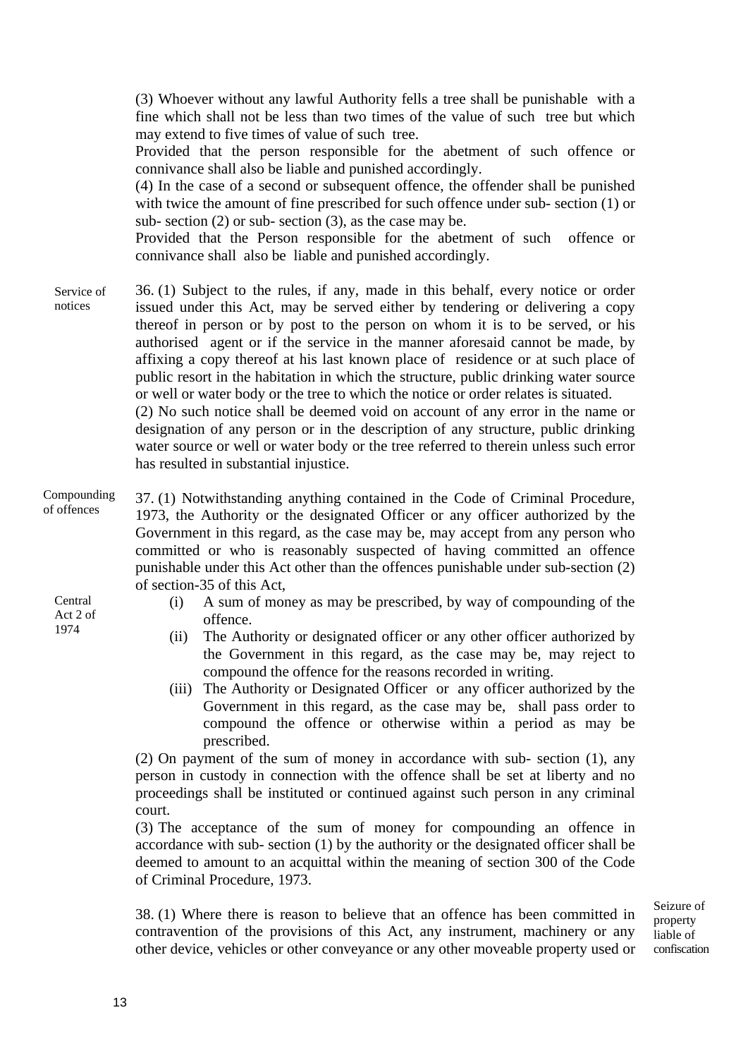(3) Whoever without any lawful Authority fells a tree shall be punishable with a fine which shall not be less than two times of the value of such tree but which may extend to five times of value of such tree.

Provided that the person responsible for the abetment of such offence or connivance shall also be liable and punished accordingly.

(4) In the case of a second or subsequent offence, the offender shall be punished with twice the amount of fine prescribed for such offence under sub- section (1) or sub- section (2) or sub- section (3), as the case may be.

Provided that the Person responsible for the abetment of such offence or connivance shall also be liable and punished accordingly.

**Service of notices**

36. (1) Subject to the rules, if any, made in this behalf, every notice or order issued under this Act, may be served either by tendering or delivering a copy thereof in person or by post to the person on whom it is to be served, or his authorised agent or if the service in the manner aforesaid cannot be made, by affixing a copy thereof at his last known place of residence or at such place of public resort in the habitation in which the structure, public drinking water source or well or water body or the tree to which the notice or order relates is situated.

(2) No such notice shall be deemed void on account of any error in the name or designation of any person or in the description of any structure, public drinking water source or well or water body or the tree referred to therein unless such error has resulted in substantial injustice.

**Compounding of offences**

37. (1) Notwithstanding anything contained in the Code of Criminal Procedure, 1973, the Authority or the designated Officer or any officer authorized by the Government in this regard, as the case may be, may accept from any person who committed or who is reasonably suspected of having committed an offence punishable under this Act other than the offences punishable under sub-section (2) of section-35 of this Act,

Central Act 2 of 1974

(i) A sum of money as may be prescribed, by way of compounding of the offence.

(ii) The Authority or designated officer or any other officer authorized by the Government in this regard, as the case may be, may reject to compound the offence for the reasons recorded in writing.

(iii) The Authority or Designated Officer or any officer authorized by the Government in this regard, as the case may be, shall pass order to compound the offence or otherwise within a period as may be prescribed.

(2) On payment of the sum of money in accordance with sub- section (1), any person in custody in connection with the offence shall be set at liberty and no proceedings shall be instituted or continued against such person in any criminal court.

(3) The acceptance of the sum of money for compounding an offence in accordance with sub- section (1) by the authority or the designated officer shall be deemed to amount to an acquittal within the meaning of section 300 of the Code of Criminal Procedure, 1973.

**Seizure of property liable of confiscation**

38. (1) Where there is reason to believe that an offence has been committed in contravention of the provisions of this Act, any instrument, machinery or any other device, vehicles or other conveyance or any other moveable property used or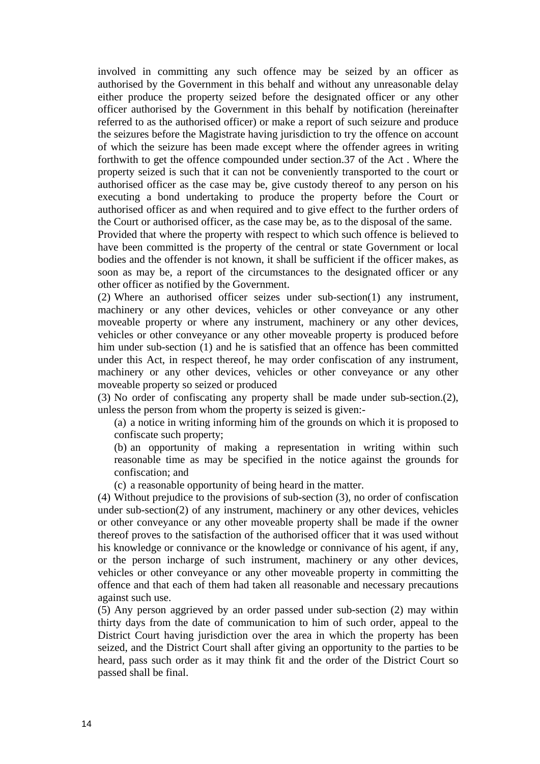involved in committing any such offence may be seized by an officer as authorised by the Government in this behalf and without any unreasonable delay either produce the property seized before the designated officer or any other officer authorised by the Government in this behalf by notification (hereinafter referred to as the authorised officer) or make a report of such seizure and produce the seizures before the Magistrate having jurisdiction to try the offence on account of which the seizure has been made except where the offender agrees in writing forthwith to get the offence compounded under section.37 of the Act . Where the property seized is such that it can not be conveniently transported to the court or authorised officer as the case may be, give custody thereof to any person on his executing a bond undertaking to produce the property before the Court or authorised officer as and when required and to give effect to the further orders of the Court or authorised officer, as the case may be, as to the disposal of the same.

Provided that where the property with respect to which such offence is believed to have been committed is the property of the central or state Government or local bodies and the offender is not known, it shall be sufficient if the officer makes, as soon as may be, a report of the circumstances to the designated officer or any other officer as notified by the Government.

(2) Where an authorised officer seizes under sub-section(1) any instrument, machinery or any other devices, vehicles or other conveyance or any other moveable property or where any instrument, machinery or any other devices, vehicles or other conveyance or any other moveable property is produced before him under sub-section (1) and he is satisfied that an offence has been committed under this Act, in respect thereof, he may order confiscation of any instrument, machinery or any other devices, vehicles or other conveyance or any other moveable property so seized or produced

(3) No order of confiscating any property shall be made under sub-section.(2), unless the person from whom the property is seized is given:-

(a) a notice in writing informing him of the grounds on which it is proposed to confiscate such property;

(b) an opportunity of making a representation in writing within such reasonable time as may be specified in the notice against the grounds for confiscation; and

(c) a reasonable opportunity of being heard in the matter.

(4) Without prejudice to the provisions of sub-section (3), no order of confiscation under sub-section(2) of any instrument, machinery or any other devices, vehicles or other conveyance or any other moveable property shall be made if the owner thereof proves to the satisfaction of the authorised officer that it was used without his knowledge or connivance or the knowledge or connivance of his agent, if any, or the person incharge of such instrument, machinery or any other devices, vehicles or other conveyance or any other moveable property in committing the offence and that each of them had taken all reasonable and necessary precautions against such use.

(5) Any person aggrieved by an order passed under sub-section (2) may within thirty days from the date of communication to him of such order, appeal to the District Court having jurisdiction over the area in which the property has been seized, and the District Court shall after giving an opportunity to the parties to be heard, pass such order as it may think fit and the order of the District Court so passed shall be final.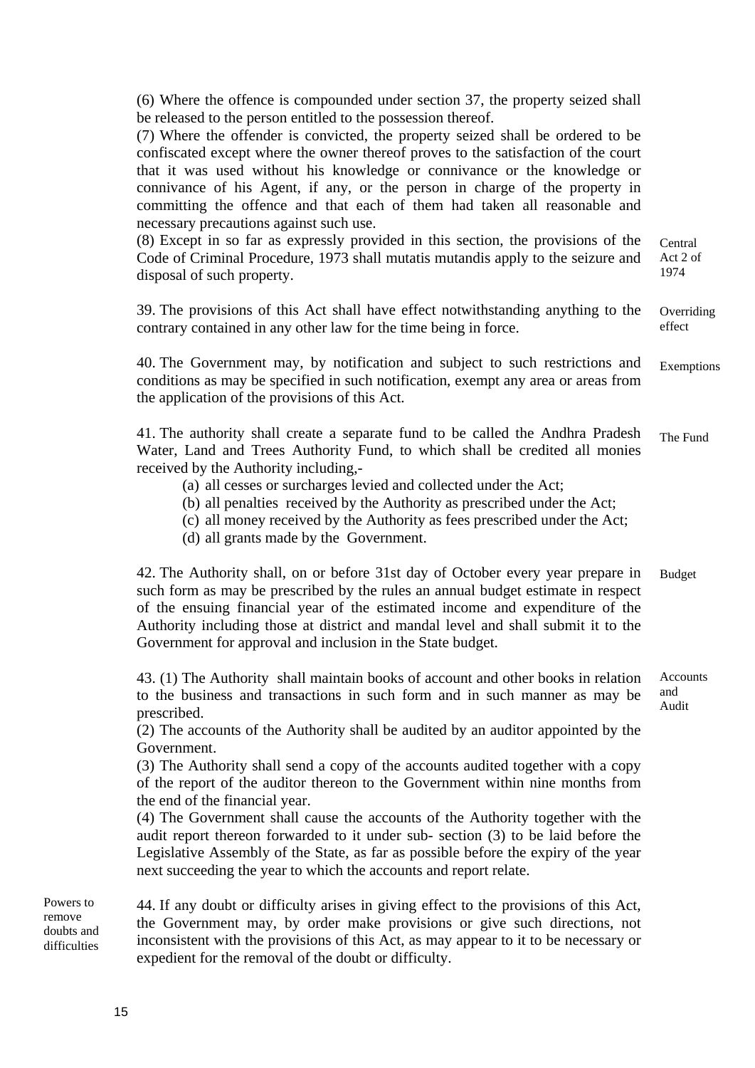(6) Where the offence is compounded under section 37, the property seized shall be released to the person entitled to the possession thereof.

(7) Where the offender is convicted, the property seized shall be ordered to be confiscated except where the owner thereof proves to the satisfaction of the court that it was used without his knowledge or connivance or the knowledge or connivance of his Agent, if any, or the person in charge of the property in committing the offence and that each of them had taken all reasonable and necessary precautions against such use.

(8) Except in so far as expressly provided in this section, the provisions of the Code of Criminal Procedure, 1973 shall mutatis mutandis apply to the seizure and disposal of such property. *(Central Act 2 of 1974)*

**Overriding effect**

39. The provisions of this Act shall have effect notwithstanding anything to the contrary contained in any other law for the time being in force.

**Exemptions**

40. The Government may, by notification and subject to such restrictions and conditions as may be specified in such notification, exempt any area or areas from the application of the provisions of this Act.

**The Fund**

41. The authority shall create a separate fund to be called the Andhra Pradesh Water, Land and Trees Authority Fund, to which shall be credited all monies received by the Authority including,-

(a) all cesses or surcharges levied and collected under the Act;
(b) all penalties received by the Authority as prescribed under the Act;
(c) all money received by the Authority as fees prescribed under the Act;
(d) all grants made by the Government.

**Budget**

42. The Authority shall, on or before 31st day of October every year prepare in such form as may be prescribed by the rules an annual budget estimate in respect of the ensuing financial year of the estimated income and expenditure of the Authority including those at district and mandal level and shall submit it to the Government for approval and inclusion in the State budget.

**Accounts and Audit**

43. (1) The Authority shall maintain books of account and other books in relation to the business and transactions in such form and in such manner as may be prescribed.

(2) The accounts of the Authority shall be audited by an auditor appointed by the Government.

(3) The Authority shall send a copy of the accounts audited together with a copy of the report of the auditor thereon to the Government within nine months from the end of the financial year.

(4) The Government shall cause the accounts of the Authority together with the audit report thereon forwarded to it under sub- section (3) to be laid before the Legislative Assembly of the State, as far as possible before the expiry of the year next succeeding the year to which the accounts and report relate.

**Powers to remove doubts and difficulties**

44. If any doubt or difficulty arises in giving effect to the provisions of this Act, the Government may, by order make provisions or give such directions, not inconsistent with the provisions of this Act, as may appear to it to be necessary or expedient for the removal of the doubt or difficulty.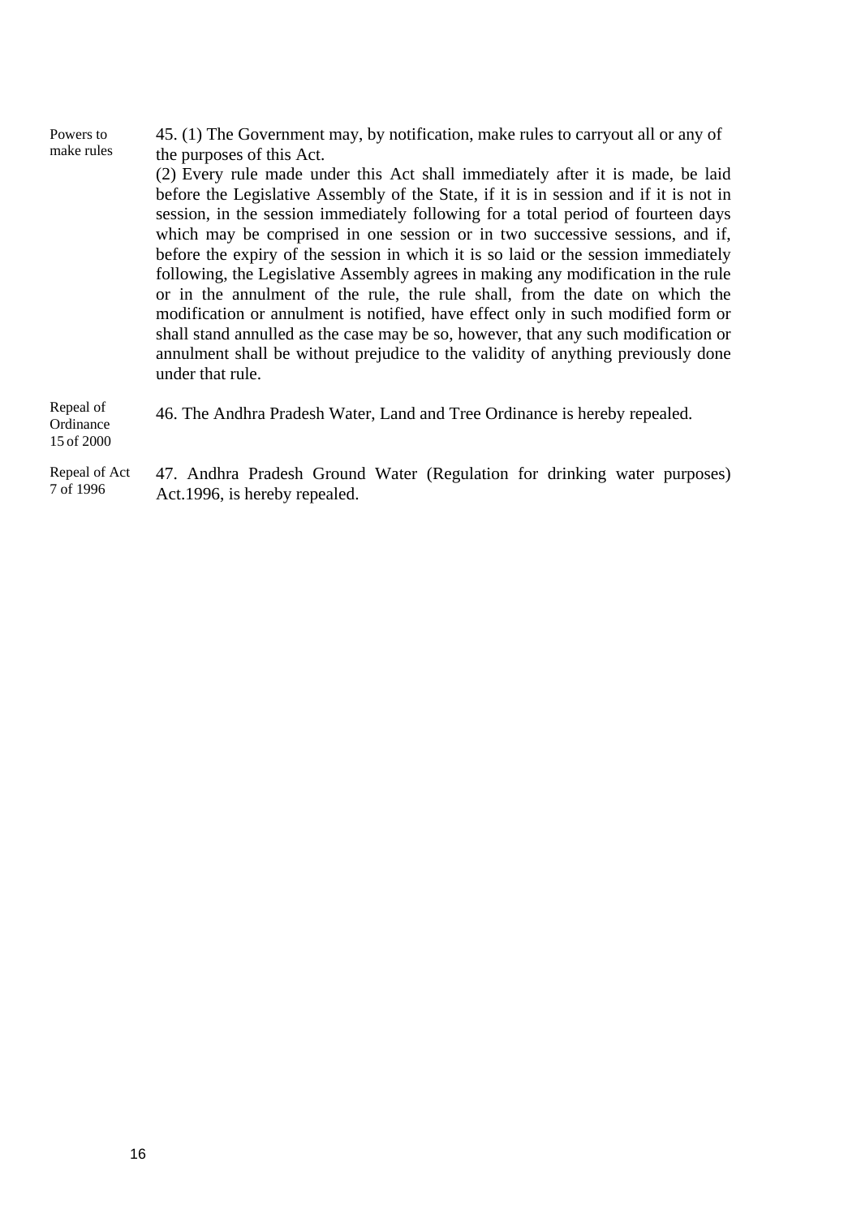**Powers to make rules**

45. (1) The Government may, by notification, make rules to carryout all or any of the purposes of this Act.

(2) Every rule made under this Act shall immediately after it is made, be laid before the Legislative Assembly of the State, if it is in session and if it is not in session, in the session immediately following for a total period of fourteen days which may be comprised in one session or in two successive sessions, and if, before the expiry of the session in which it is so laid or the session immediately following, the Legislative Assembly agrees in making any modification in the rule or in the annulment of the rule, the rule shall, from the date on which the modification or annulment is notified, have effect only in such modified form or shall stand annulled as the case may be so, however, that any such modification or annulment shall be without prejudice to the validity of anything previously done under that rule.

**Repeal of Ordinance 15 of 2000**

46. The Andhra Pradesh Water, Land and Tree Ordinance is hereby repealed.

**Repeal of Act 7 of 1996**

47. Andhra Pradesh Ground Water (Regulation for drinking water purposes) Act.1996, is hereby repealed.